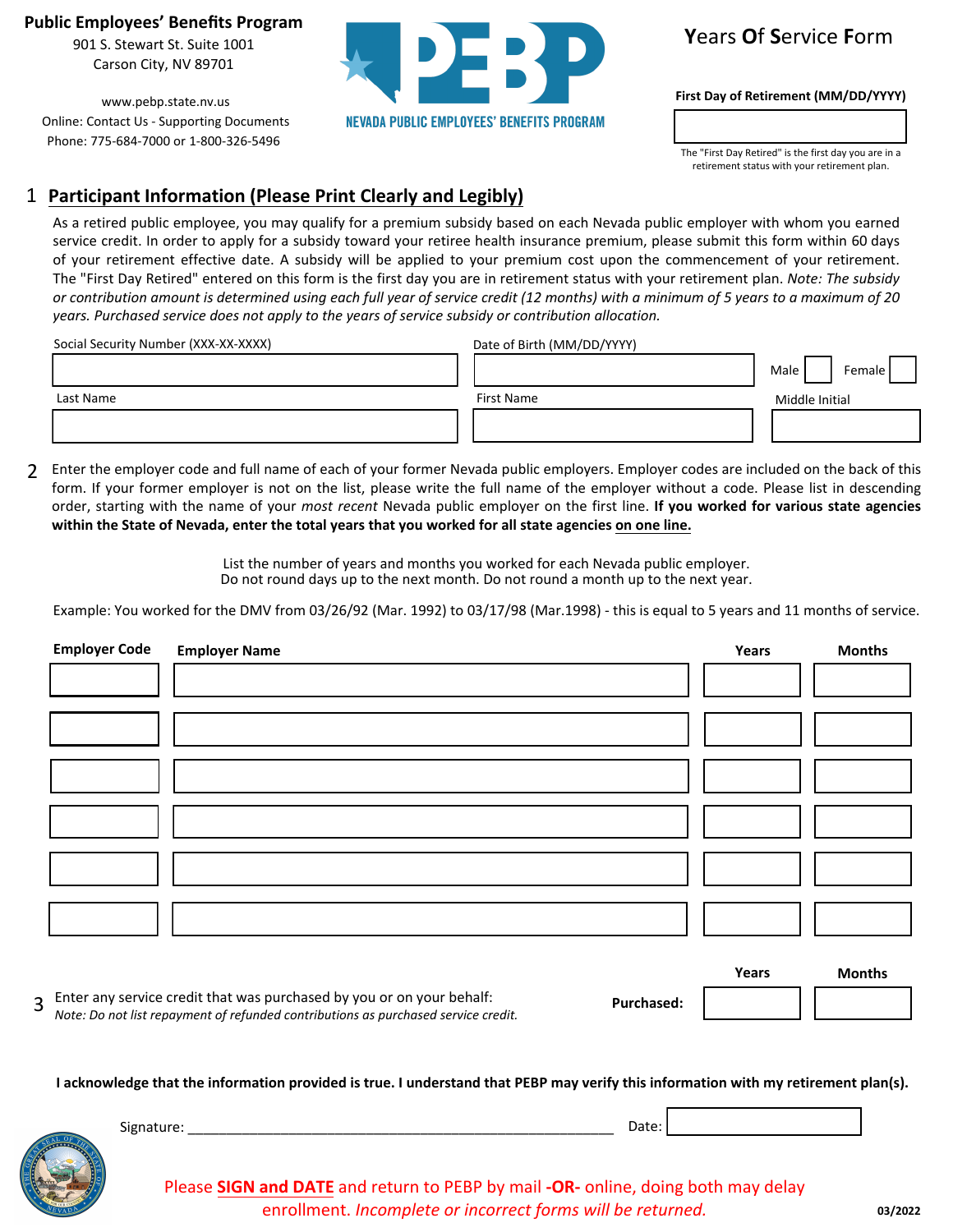**Public Employees' Benefits Program**
901 S. Stewart St. Suite 1001
Carson City, NV 89701

www.pebp.state.nv.us
Online: Contact Us - Supporting Documents
Phone: 775-684-7000 or 1-800-326-5496

PEBP
NEVADA PUBLIC EMPLOYEES' BENEFITS PROGRAM

# Years Of Service Form

**First Day of Retirement (MM/DD/YYYY)**

| |
|---|

The "First Day Retired" is the first day you are in a retirement status with your retirement plan.

## 1 Participant Information (Please Print Clearly and Legibly)

As a retired public employee, you may qualify for a premium subsidy based on each Nevada public employer with whom you earned service credit. In order to apply for a subsidy toward your retiree health insurance premium, please submit this form within 60 days of your retirement effective date. A subsidy will be applied to your premium cost upon the commencement of your retirement. The "First Day Retired" entered on this form is the first day you are in retirement status with your retirement plan. *Note: The subsidy or contribution amount is determined using each full year of service credit (12 months) with a minimum of 5 years to a maximum of 20 years. Purchased service does not apply to the years of service subsidy or contribution allocation.*

| Social Security Number (XXX-XX-XXXX) | Date of Birth (MM/DD/YYYY) | Male ☐ Female ☐ |
|---|---|---|
| | | |

| Last Name | First Name | Middle Initial |
|---|---|---|
| | | |

## 2

Enter the employer code and full name of each of your former Nevada public employers. Employer codes are included on the back of this form. If your former employer is not on the list, please write the full name of the employer without a code. Please list in descending order, starting with the name of your *most recent* Nevada public employer on the first line. **If you worked for various state agencies within the State of Nevada, enter the total years that you worked for all state agencies on one line.**

List the number of years and months you worked for each Nevada public employer.
Do not round days up to the next month. Do not round a month up to the next year.

Example: You worked for the DMV from 03/26/92 (Mar. 1992) to 03/17/98 (Mar.1998) - this is equal to 5 years and 11 months of service.

| Employer Code | Employer Name | Years | Months |
|---|---|---|---|
| | | | |
| | | | |
| | | | |
| | | | |
| | | | |
| | | | |

## 3

Enter any service credit that was purchased by you or on your behalf:
*Note: Do not list repayment of refunded contributions as purchased service credit.*

| | Years | Months |
|---|---|---|
| **Purchased:** | | |

**I acknowledge that the information provided is true. I understand that PEBP may verify this information with my retirement plan(s).**

Signature: ______________________________________________ Date: __________

Please **SIGN and DATE** and return to PEBP by mail **-OR-** online, doing both may delay enrollment. *Incomplete or incorrect forms will be returned.*

03/2022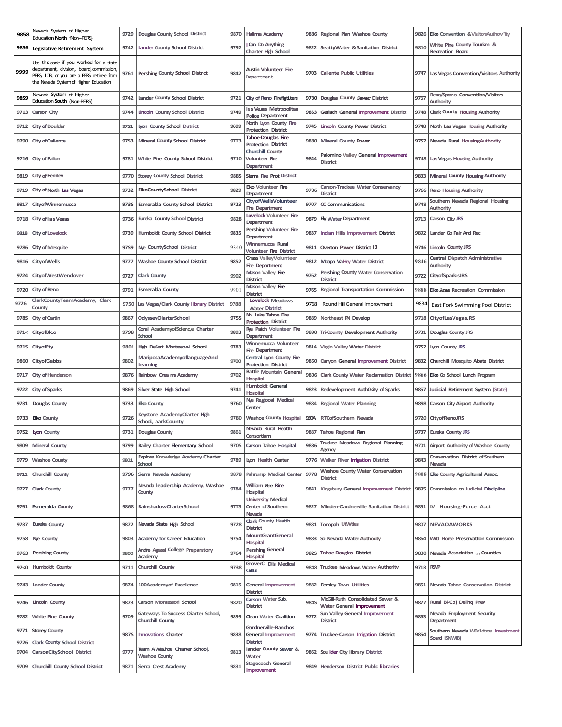| | | | | | | | | | |
|---|---|---|---|---|---|---|---|---|---|
| 9858 | Nevada System of Higher Education North (Non--PERS) | 9729 | Douglas County School District | 9870 | Halima Academy | 9886 | Regional Plan Washoe County | 9826 | Elko Convention & VisitorsAuthcw'ity |
| 9856 | Legislative Retirement System | 9742 | Lander County School District | 9792 | I Can Do Anything Charter High School | 9822 | SeattyWater & Sanitation District | 9810 | White Pine County Tourism & Recreation Board |
| 9999 | Use this code if you worked for a state department, division,. board, commission, PERS, LCB, or you are a PERS retiree from the Nevada System of Higher Education | 9761 | Pershing County School District | 9842 | Austin Volunteer Fire Department | 9703 | Caliente Public Utilities | 9747 | Las Vegas Convention/Visitors Authority |
| 9859 | Nevada System of Higher Education South (Non-PERS) | 9742 | Lander County School District | 9721 | City of Reno Firefigti.ters | 9730 | Douglas County Sewer District | 9767 | Reno/Sparks Conventfon/Visitors Authority |
| 9713 | Carson City | 9744 | Lincoln County School District | 9749 | las Vegas Metropolitan Police Department | 9853 | Gerlach General Improvement District | 9748 | Clark County Housing Authority |
| 9712 | City of Boulder | 9751 | Lyon County School District | 9699 | North Lyon County Fire Protection District | 9745 | Lincoln County Power District | 9748 | North Las Vegas Housing Authority |
| 9790 | City of Caliente | 9753 | Mineral County School District | 9TT3 | Tahoe-Douglas Fire Protection District | 9880 | Mineral County Power | 9757 | Nevada Rural HousingAuthority |
| 9716 | City of Fallon | 9781 | White Pine County School District | 9710 | Churchill County Volunteer Fire Department | 9844 | Palomino Valley General Improvement District | 9748 | Las Vegas Housing Authority |
| 9819 | City of Fernley | 9770 | Storey County School District | 9885 | Sierra Fire Prot District | | | 9833 | Mineral County Housing Authority |
| 9719 | City of North Las Vegas | 9732 | ElkoCountySchool District | 9829 | Elko Volunteer Fire Department | 9706 | Carson-Truckee Water Conservancy District | 9766 | Reno Housing Authority |
| 9817 | CityofWinnemucca | 9735 | Esmeralda County School District | 9723 | CityofWellsVolunteer Fire Department | 9707 | CC Communications | 9748 | Southern Nevada Regional Housing Authority |
| 9718 | City of las Vegas | 9736 | Eureka County School District | 9828 | Lovelock Volunteer Fire Department | 9879 | Ely Water Department | 9713 | Carson City JRS |
| 9818 | City of Lovelock | 9739 | Humboldt County School District | 9835 | Pershing Volunteer Fire Department | 9837 | Indian Hills Improvement District | 9892 | Lander Co Fair And Rec |
| 9786 | City of Mesquite | 9759 | Nye CountySchool District | 9840 | Winnemucca Rural Volunteer Fire District | 9811 | Overton Power District i3 | 9746 | Lincoln County JRS |
| 9816 | CityofWells | 9777 | Washoe County School District | 9852 | Grass ValleyVolunteer Fire Department | 9812 | Moapa Va Hey Water District | 9846 | Central Dispatch Administrative Authority |
| 9724 | CityofWestWendover | 9727 | Clark County | 9902 | Mason Valley Fire District | 9762 | Pershing County Water Conservation District | 9722 | CityofSpark:sJRS |
| 9720 | City of Reno | 9791 | Esmeralda County | 9901 | Mason Valley Fire District | 9765 | Regional Transportation Commission | 9888 | Elko Area Recreation Commission |
| 9726 | ClarkCountyTeamAcademy, Clark County | 9750 | Las Vegas/Clark County library District | 9788 | Lovelock Meadows Water District | 9768 | Round Hill General Improvment | 9834 | East Fork Swimming Pool District |
| 9785 | City of Cartin | 9867 | OdysseyOiarterSchool | 9755 | No Lake Tahoe Fire Protection District | 9889 | Northeast FN Develop | 9718 | CityofLasVegasJRS |
| 971< | CityofBk.o | 9798 | Coral AcademyofScience,e Charter School | 9893 | Rye Patch Volunteer Fire Department | 9890 | Tri-County Development Authority | 9731 | Douglas County JRS |
| 9715 | CityofEty | 980! | High DeSert Montessori School | 9783 | Winnemucca Volunteer Fire Department | 9814 | Virgin Valley Water District | 9752 | Lyon County JRS |
| 9860 | CityofGabbs | 9802 | MariposaAcademyoflanguageAnd Learning | 9700 | Central Lyon County Fire Protection District | 9850 | Canyon General Improvement District | 9832 | Churchill Mosquito Abate District |
| 9717 | City of Henderson | 9876 | Rainbow Orea ms Academy | 9702 | Battle Mountain General Hospital | 9806 | Clark County Water Reclamation District | 9866 | Elko Co School Lunch Program |
| 9722 | City of Sparks | 9869 | Silver State High School | 9741 | Humboldt General Hospital | 9823 | Redevelopment Auth0<ity of Sparks | 9857 | Judicial Retirement System (State) |
| 9731 | Douglas County | 9733 | Elko County | 9760 | Nye Regiooal Medical Center | 9884 | Regional Water Planning | 9898 | Carson City Airport Authority |
| 9733 | Elko County | 9726 | Keystone AcademyOiarter High School, aarkCounty | 9780 | Washoe County Hospital | 980A | RTCofSouthern Nevada | 9720 | CityofRenoJRS |
| 9752 | Lyon County | 9731 | Douglas County | 9861 | Nevada Rural Health Consortium | 9887 | Tahoe Regional Plan | 9737 | Eureka County JRS |
| 9809 | Mineral County | 9799 | Bailey Charter Elementary School | 9705 | Carson Tahoe Hospital | 9836 | Truckee Meadows Regional Planning Agency | 9701 | Airport Authority of Washoe County |
| 9779 | Washoe County | 9801 | Explore Knowledge Academy Charter School | 9789 | Lyon Health Center | 9776 | Walker River Irrigation District | 9843 | Conservation District of Southern Nevada |
| 9711 | Churchill County | 9796 | Sierra Nevada Academy | 9878 | Pahrump Medical Center | 9778 | Washoe County Water Conservation District | 9808 | Elko County Agricultural Assoc. |
| 9727 | Clark County | 9777 | Nevada leadership Academy, Washoe County | 9784 | William Bee Ririe Hospital | 9841 | Kingsbury General Improvement District | 9895 | Commission on Judicial Discipline |
| 9791 | Esmeralda County | 9868 | RainshadowCharterSchool | 9TTS | University Medical Center of Southern Nevada | 9827 | Minden-Oardnerville Sanitation District | 9891 | LV Housing-Force Acct |
| 9737 | Eureka County | 9872 | Nevada State High School | 9728 | Clark County Health District | 9881 | Tonopah Utilities | 9807 | NEVADAWORKS |
| 9758 | Nye County | 9803 | Academy for Career Education | 9754 | MountGrantGeneral Hospital | 9883 | So Nevada Water Authority | 9864 | Wild Horse Preservatfon Commission |
| 9763 | Pershing County | 9800 | Andre Agassi College Preparatory Academy | 9764 | Pershing General Hospital | 9825 | Tahoe-Douglas District | 9830 | Nevada Association of Counties |
| 97<0 | Humboldt County | 9711 | Churchill County | 9738 | GroverC. Dils Medical Center | 9848 | Truckee Meadows Water Authority | 9713 | RSVP |
| 9743 | Lander County | 9874 | 100Academyof Excellence | 9815 | General Improvement District | 9882 | Fernley Town Utilities | 9851 | Nevada Tahoe Conservation District |
| 9746 | Lincoln County | 9873 | Carson Montessori School | 9820 | Carson Water Sub. District | 9845 | McGill-Ruth Consolidated Sewer & Water General Improvement | 9877 | Rural Bi-Co) Delinq Prev |
| 9782 | White Pine County | 9709 | Gateways To Success Oiarter School, Churchill County | 9899 | Clean Water Coalition | 9772 | Sun Valley General Improvement District | 9863 | Nevada Employment Security Department |
| 9771 | Storey County | 9875 | Innovations Charter | 9838 | Gardnerville-Ranchos General Improvement District | 9774 | Truckee-Carson Irrigation District | 9854 | Southern Nevada Workforce Investment Soard (SNWIB) |
| 9726 | Clark County School District | | | | | | | | |
| 9704 | CarsonCitySchool District | 9777 | Team A Washoe Charter School, Washoe County | 9813 | lander County Sewer & Water | 9862 | Souldler City library District | | |
| 9709 | Churchill County School District | 9871 | Sierra Crest Academy | 9831 | Stagecoach General Improvement | 9849 | Henderson District Public libraries | | |